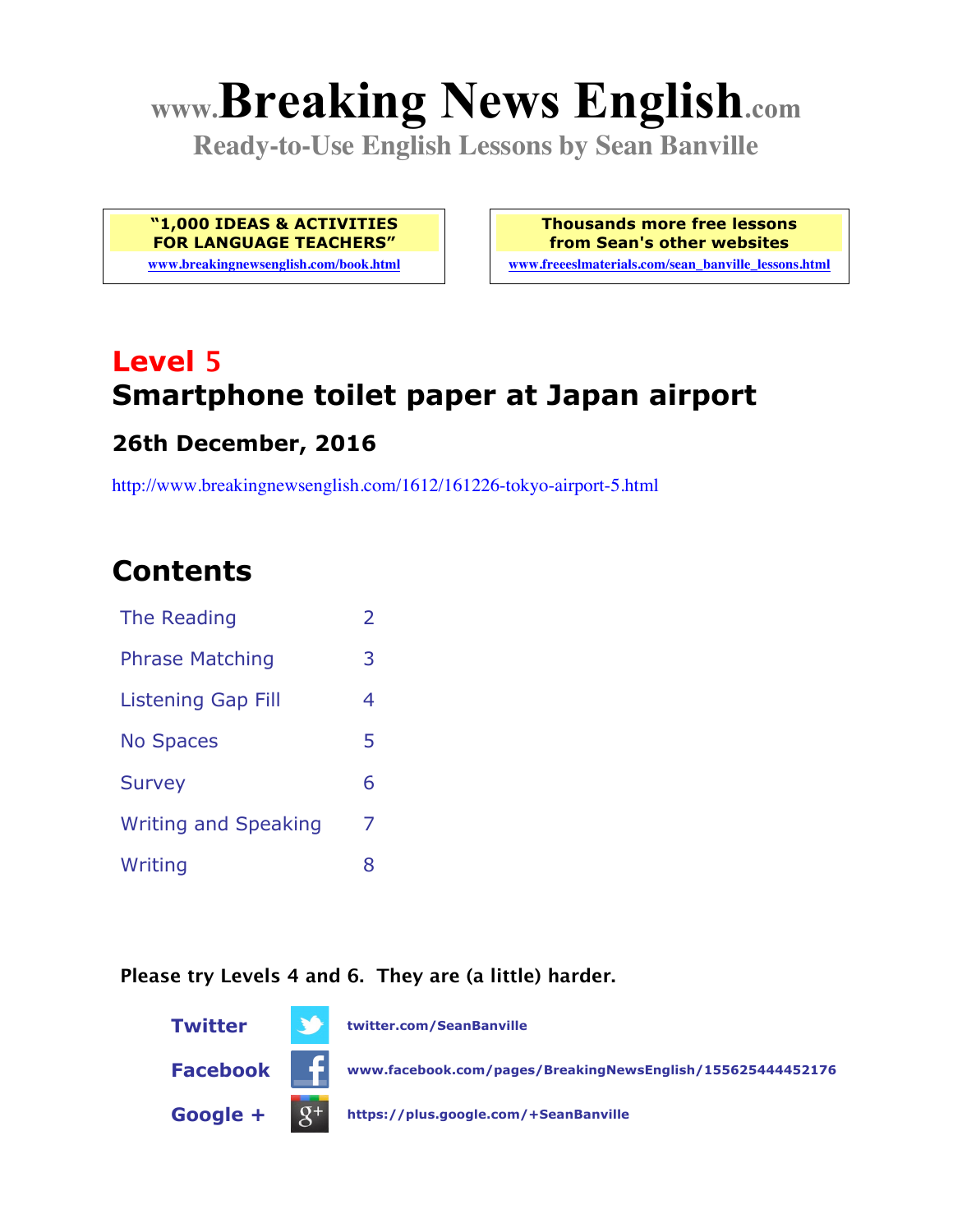# www.Breaking News English.com

**Ready-to-Use English Lessons by Sean Banville**

**"1,000 IDEAS & ACTIVITIES FOR LANGUAGE TEACHERS"**
www.breakingnewsenglish.com/book.html

**Thousands more free lessons from Sean's other websites**
www.freeeslmaterials.com/sean_banville_lessons.html

## Level 5
## Smartphone toilet paper at Japan airport

### 26th December, 2016

http://www.breakingnewsenglish.com/1612/161226-tokyo-airport-5.html

## Contents

| | |
|---|---|
| The Reading | 2 |
| Phrase Matching | 3 |
| Listening Gap Fill | 4 |
| No Spaces | 5 |
| Survey | 6 |
| Writing and Speaking | 7 |
| Writing | 8 |

**Please try Levels 4 and 6. They are (a little) harder.**

**Twitter** twitter.com/SeanBanville

**Facebook** www.facebook.com/pages/BreakingNewsEnglish/155625444452176

**Google +** https://plus.google.com/+SeanBanville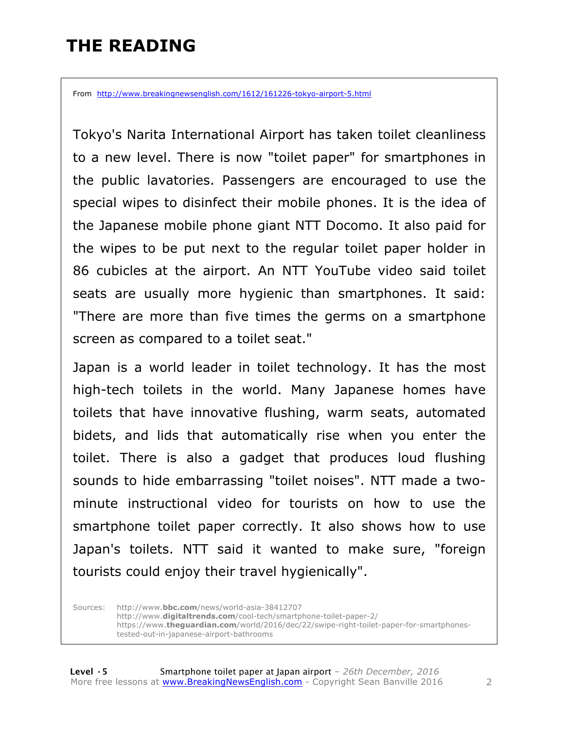# THE READING

From http://www.breakingnewsenglish.com/1612/161226-tokyo-airport-5.html

Tokyo's Narita International Airport has taken toilet cleanliness to a new level. There is now "toilet paper" for smartphones in the public lavatories. Passengers are encouraged to use the special wipes to disinfect their mobile phones. It is the idea of the Japanese mobile phone giant NTT Docomo. It also paid for the wipes to be put next to the regular toilet paper holder in 86 cubicles at the airport. An NTT YouTube video said toilet seats are usually more hygienic than smartphones. It said: "There are more than five times the germs on a smartphone screen as compared to a toilet seat."

Japan is a world leader in toilet technology. It has the most high-tech toilets in the world. Many Japanese homes have toilets that have innovative flushing, warm seats, automated bidets, and lids that automatically rise when you enter the toilet. There is also a gadget that produces loud flushing sounds to hide embarrassing "toilet noises". NTT made a two-minute instructional video for tourists on how to use the smartphone toilet paper correctly. It also shows how to use Japan's toilets. NTT said it wanted to make sure, "foreign tourists could enjoy their travel hygienically".

Sources: http://www.bbc.com/news/world-asia-38412707
http://www.digitaltrends.com/cool-tech/smartphone-toilet-paper-2/
https://www.theguardian.com/world/2016/dec/22/swipe-right-toilet-paper-for-smartphones-tested-out-in-japanese-airport-bathrooms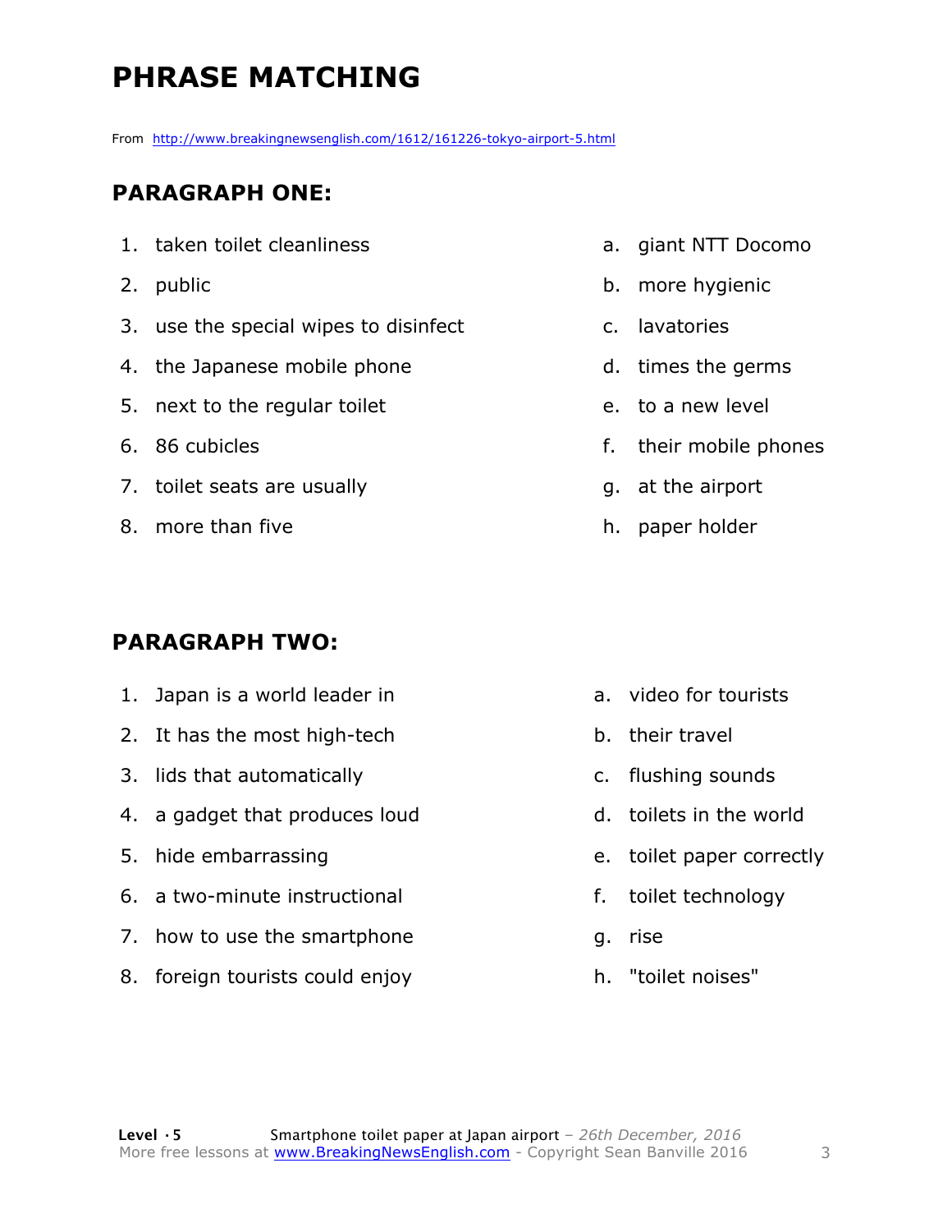# PHRASE MATCHING

From http://www.breakingnewsenglish.com/1612/161226-tokyo-airport-5.html

## PARAGRAPH ONE:

1. taken toilet cleanliness
2. public
3. use the special wipes to disinfect
4. the Japanese mobile phone
5. next to the regular toilet
6. 86 cubicles
7. toilet seats are usually
8. more than five

a. giant NTT Docomo
b. more hygienic
c. lavatories
d. times the germs
e. to a new level
f. their mobile phones
g. at the airport
h. paper holder

## PARAGRAPH TWO:

1. Japan is a world leader in
2. It has the most high-tech
3. lids that automatically
4. a gadget that produces loud
5. hide embarrassing
6. a two-minute instructional
7. how to use the smartphone
8. foreign tourists could enjoy

a. video for tourists
b. their travel
c. flushing sounds
d. toilets in the world
e. toilet paper correctly
f. toilet technology
g. rise
h. "toilet noises"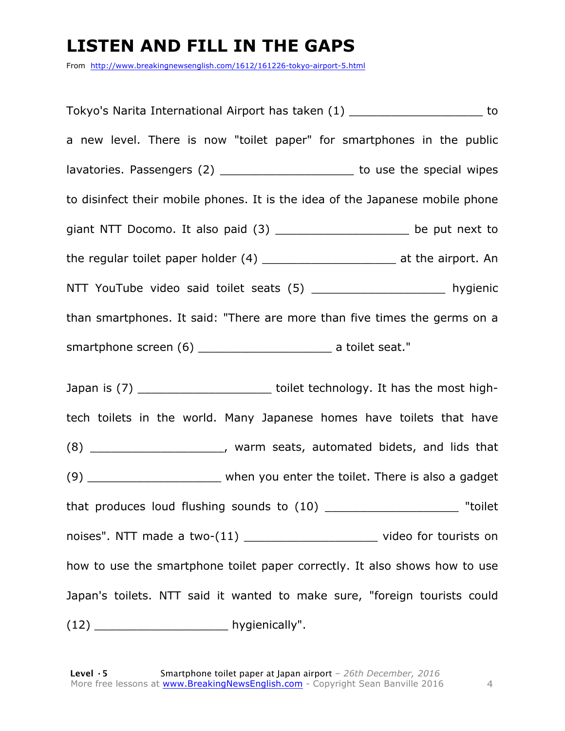# LISTEN AND FILL IN THE GAPS

From http://www.breakingnewsenglish.com/1612/161226-tokyo-airport-5.html

Tokyo's Narita International Airport has taken (1) ___________________ to a new level. There is now "toilet paper" for smartphones in the public lavatories. Passengers (2) ___________________ to use the special wipes to disinfect their mobile phones. It is the idea of the Japanese mobile phone giant NTT Docomo. It also paid (3) ___________________ be put next to the regular toilet paper holder (4) ___________________ at the airport. An NTT YouTube video said toilet seats (5) ___________________ hygienic than smartphones. It said: "There are more than five times the germs on a smartphone screen (6) ___________________ a toilet seat."

Japan is (7) ___________________ toilet technology. It has the most high-tech toilets in the world. Many Japanese homes have toilets that have (8) ___________________, warm seats, automated bidets, and lids that (9) ___________________ when you enter the toilet. There is also a gadget that produces loud flushing sounds to (10) ___________________ "toilet noises". NTT made a two-(11) ___________________ video for tourists on how to use the smartphone toilet paper correctly. It also shows how to use Japan's toilets. NTT said it wanted to make sure, "foreign tourists could (12) ___________________ hygienically".

**Level · 5** Smartphone toilet paper at Japan airport – *26th December, 2016*
More free lessons at www.BreakingNewsEnglish.com - Copyright Sean Banville 2016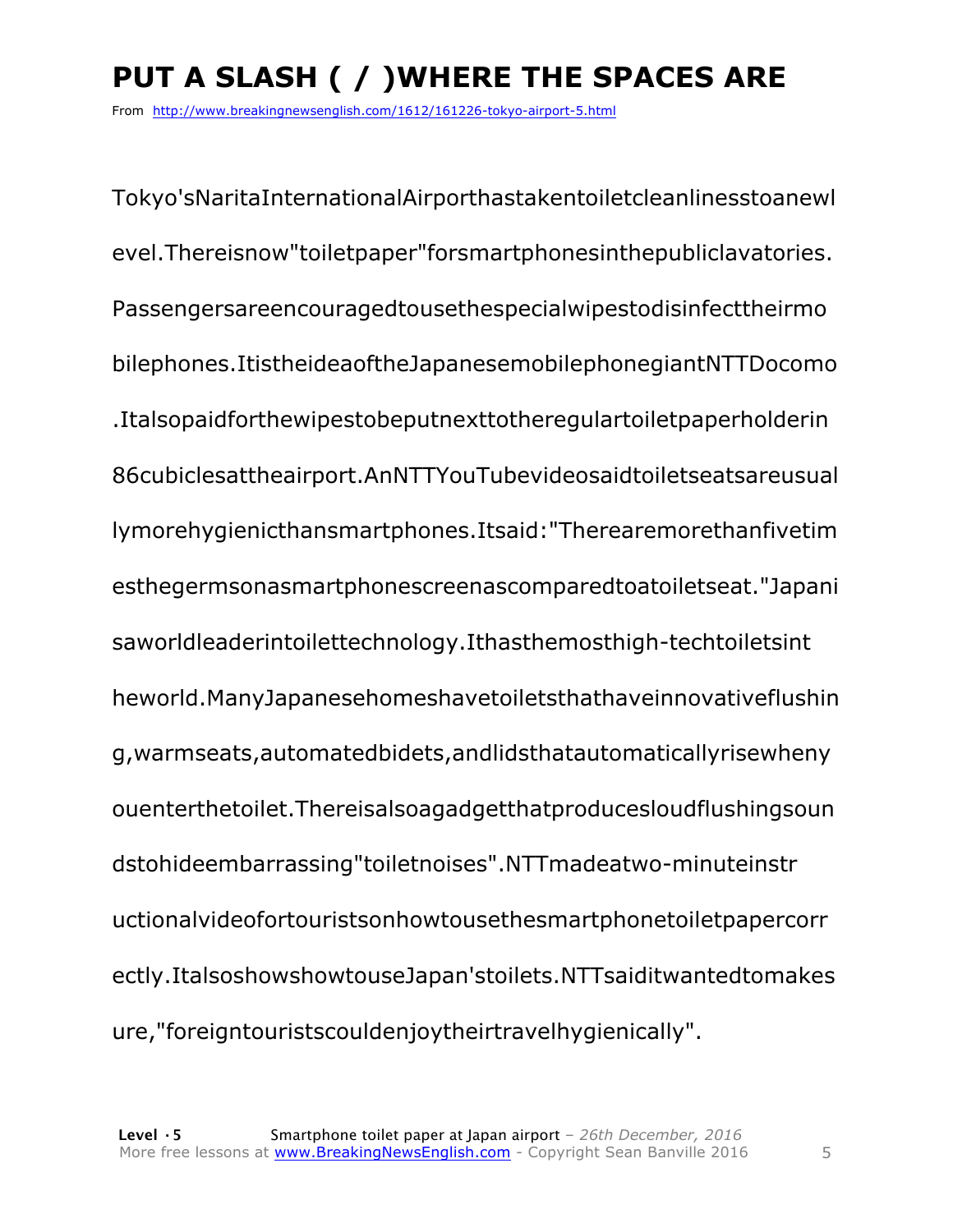# PUT A SLASH ( / )WHERE THE SPACES ARE

From http://www.breakingnewsenglish.com/1612/161226-tokyo-airport-5.html

Tokyo'sNaritaInternationalAirporthastakentoiletcleanlinesstoanewl evel.Thereisnow"toiletpaper"forsmartphonesinthepubliclavatories. Passengersareencouragedtousethespecialwipestodisinfecttheirmo bilephones.ItistheideaoftheJapanesemobilephonegiantNTTDocomo .Italsopaidforthewipestobeputnexttotheregulartoiletpaperholderin 86cubiclesattheairport.AnNTTYouTubevideosaidtoiletseatsareusual lymorehygienicthansmartphones.Itsaid:"Therearemorethanfivetim esthegermsonasmartphonescreenascomparedtoatoiletseat."Japani saworldleaderintoilettechnology.Ithasthemosthigh-techtoiletsint heworld.ManyJapanesehomeshavetoiletsthathaveinnovativeflushin g,warmseats,automatedbidets,andlidsthatautomaticallyrisewheny ouenterthetoilet.Thereisalsoagadgetthatproducesloudflushingsoun dstohideembarrassing"toiletnoises".NTTmadeatwo-minuteinstr uctionalvideofortouristsonhowtousethesmartphonetoiletpapercorr ectly.ItalsoshowshowtouseJapan'stoilets.NTTsaiditwantedtomakes ure,"foreigntouristscouldenjoytheirtravelhygienically".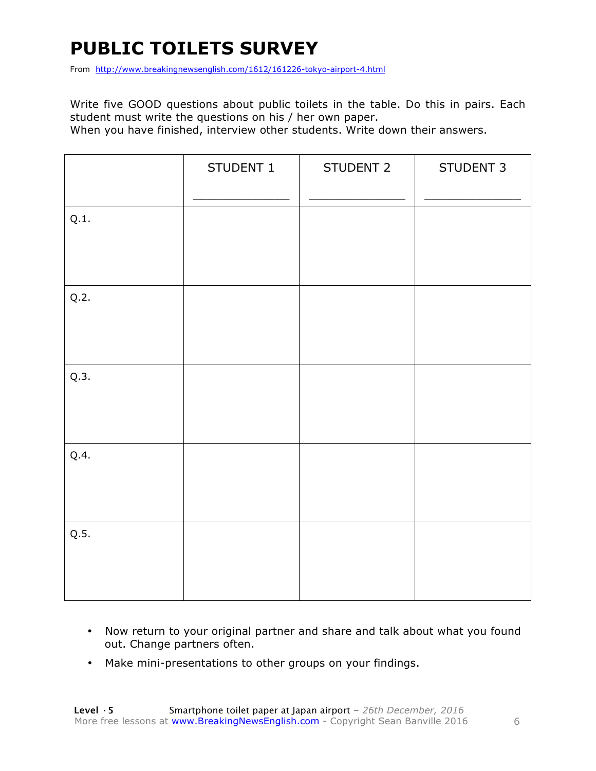# PUBLIC TOILETS SURVEY

From http://www.breakingnewsenglish.com/1612/161226-tokyo-airport-4.html

Write five GOOD questions about public toilets in the table. Do this in pairs. Each student must write the questions on his / her own paper.
When you have finished, interview other students. Write down their answers.

| | STUDENT 1<br>_____________ | STUDENT 2<br>_____________ | STUDENT 3<br>_____________ |
|---|---|---|---|
| Q.1. | | | |
| Q.2. | | | |
| Q.3. | | | |
| Q.4. | | | |
| Q.5. | | | |

- Now return to your original partner and share and talk about what you found out. Change partners often.
- Make mini-presentations to other groups on your findings.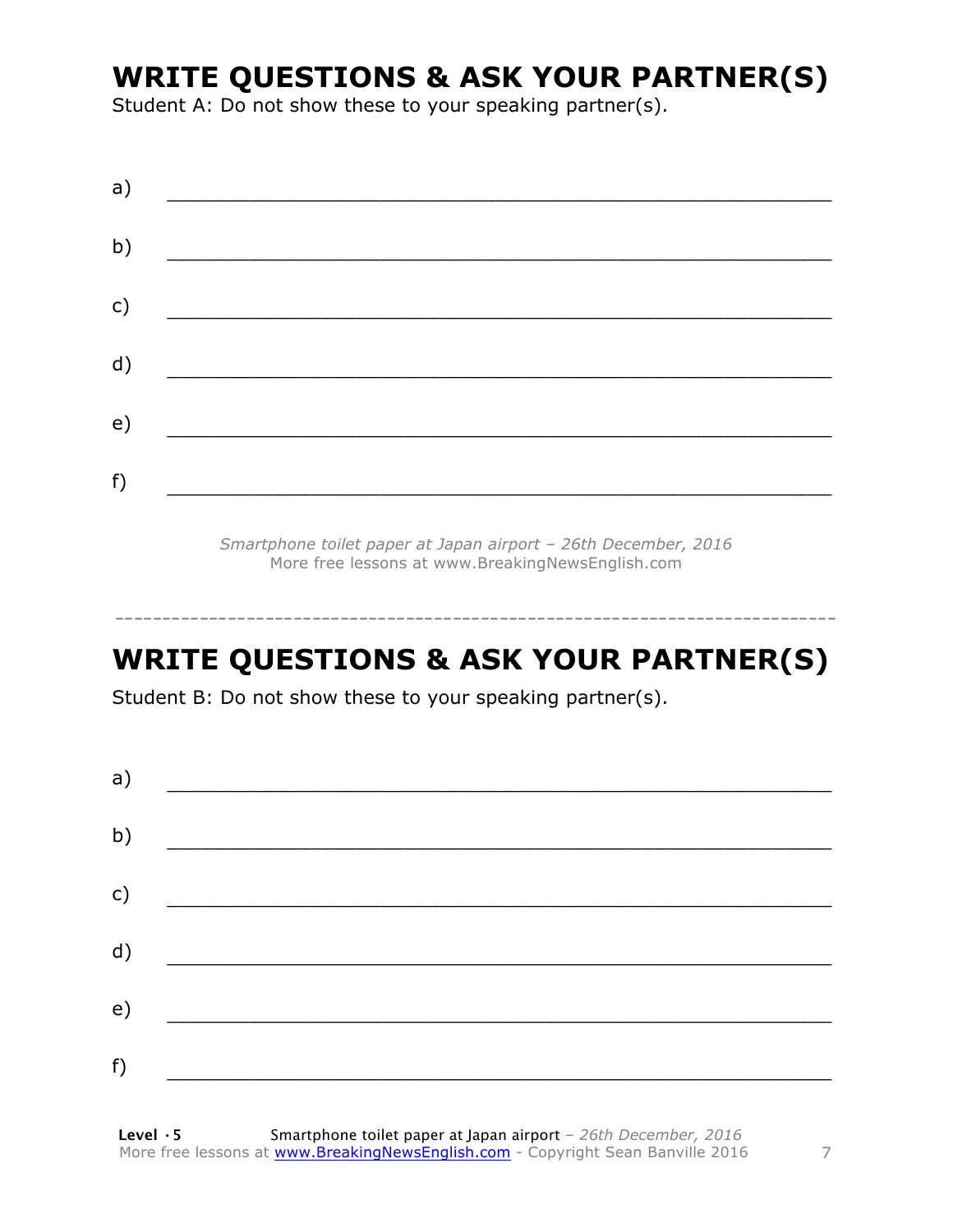## WRITE QUESTIONS & ASK YOUR PARTNER(S)

Student A: Do not show these to your speaking partner(s).

a) ___________________________________________________________

b) ___________________________________________________________

c) ___________________________________________________________

d) ___________________________________________________________

e) ___________________________________________________________

f) ___________________________________________________________

*Smartphone toilet paper at Japan airport – 26th December, 2016*
More free lessons at www.BreakingNewsEnglish.com

---

## WRITE QUESTIONS & ASK YOUR PARTNER(S)

Student B: Do not show these to your speaking partner(s).

a) ___________________________________________________________

b) ___________________________________________________________

c) ___________________________________________________________

d) ___________________________________________________________

e) ___________________________________________________________

f) ___________________________________________________________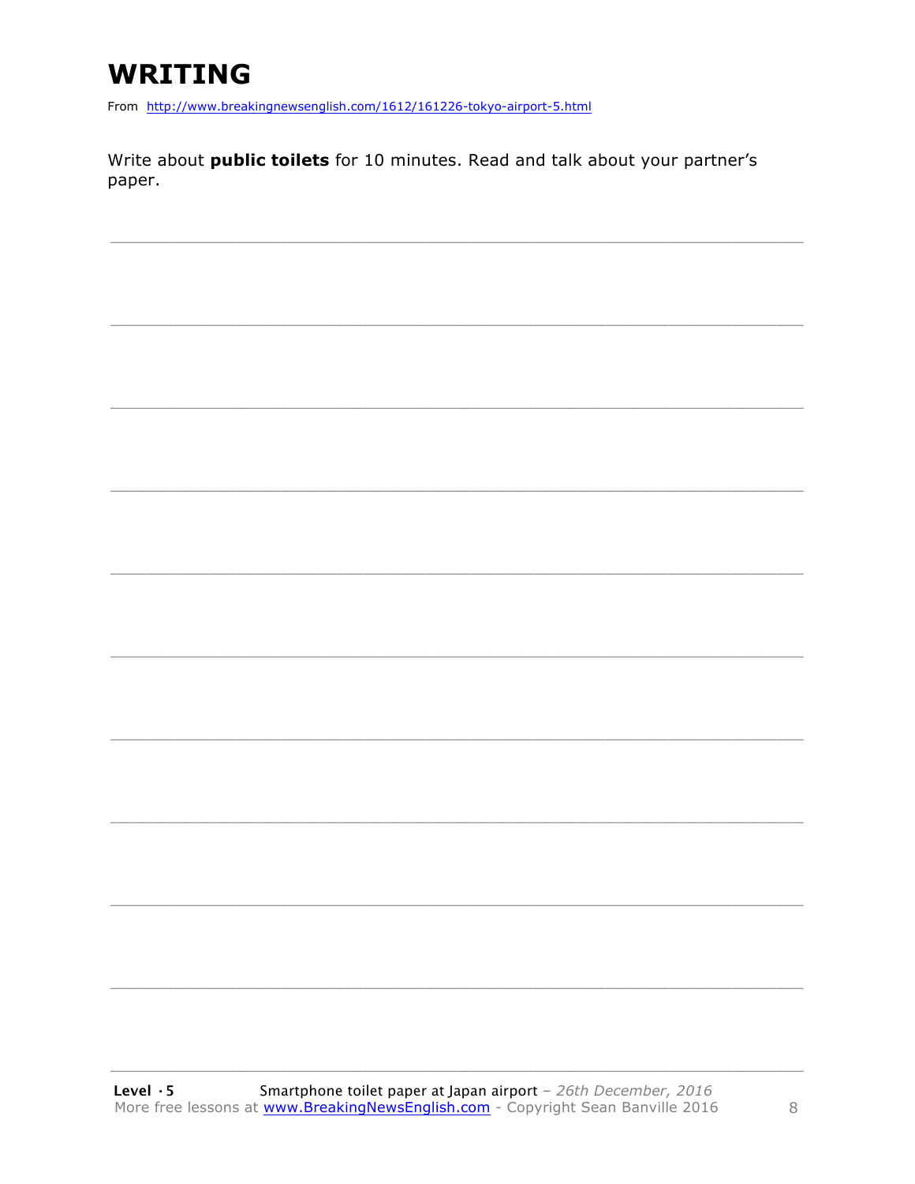# WRITING

From http://www.breakingnewsenglish.com/1612/161226-tokyo-airport-5.html

Write about **public toilets** for 10 minutes. Read and talk about your partner's paper.

___________________________________________________________________________

___________________________________________________________________________

___________________________________________________________________________

___________________________________________________________________________

___________________________________________________________________________

___________________________________________________________________________

___________________________________________________________________________

___________________________________________________________________________

___________________________________________________________________________

___________________________________________________________________________